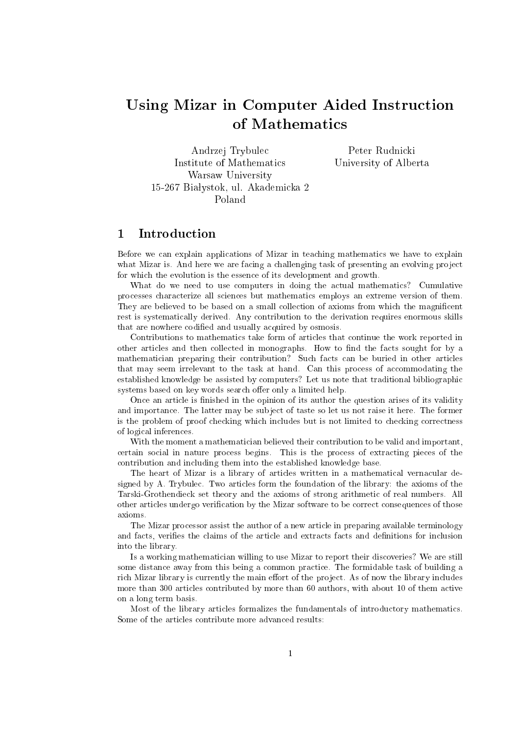# Using Mizar in Computer Aided Instruction of Mathematics

Andrzej Trybulec
Institute of Mathematics
Warsaw University
15-267 Białystok, ul. Akademicka 2
Poland

Peter Rudnicki
University of Alberta

## 1 Introduction

Before we can explain applications of Mizar in teaching mathematics we have to explain what Mizar is. And here we are facing a challenging task of presenting an evolving project for which the evolution is the essence of its development and growth.

What do we need to use computers in doing the actual mathematics? Cumulative processes characterize all sciences but mathematics employs an extreme version of them. They are believed to be based on a small collection of axioms from which the magnificent rest is systematically derived. Any contribution to the derivation requires enormous skills that are nowhere codified and usually acquired by osmosis.

Contributions to mathematics take form of articles that continue the work reported in other articles and then collected in monographs. How to find the facts sought for by a mathematician preparing their contribution? Such facts can be buried in other articles that may seem irrelevant to the task at hand. Can this process of accommodating the established knowledge be assisted by computers? Let us note that traditional bibliographic systems based on key words search offer only a limited help.

Once an article is finished in the opinion of its author the question arises of its validity and importance. The latter may be subject of taste so let us not raise it here. The former is the problem of proof checking which includes but is not limited to checking correctness of logical inferences.

With the moment a mathematician believed their contribution to be valid and important, certain social in nature process begins. This is the process of extracting pieces of the contribution and including them into the established knowledge base.

The heart of Mizar is a library of articles written in a mathematical vernacular designed by A. Trybulec. Two articles form the foundation of the library: the axioms of the Tarski-Grothendieck set theory and the axioms of strong arithmetic of real numbers. All other articles undergo verification by the Mizar software to be correct consequences of those axioms.

The Mizar processor assist the author of a new article in preparing available terminology and facts, verifies the claims of the article and extracts facts and definitions for inclusion into the library.

Is a working mathematician willing to use Mizar to report their discoveries? We are still some distance away from this being a common practice. The formidable task of building a rich Mizar library is currently the main effort of the project. As of now the library includes more than 300 articles contributed by more than 60 authors, with about 10 of them active on a long term basis.

Most of the library articles formalizes the fundamentals of introductory mathematics. Some of the articles contribute more advanced results: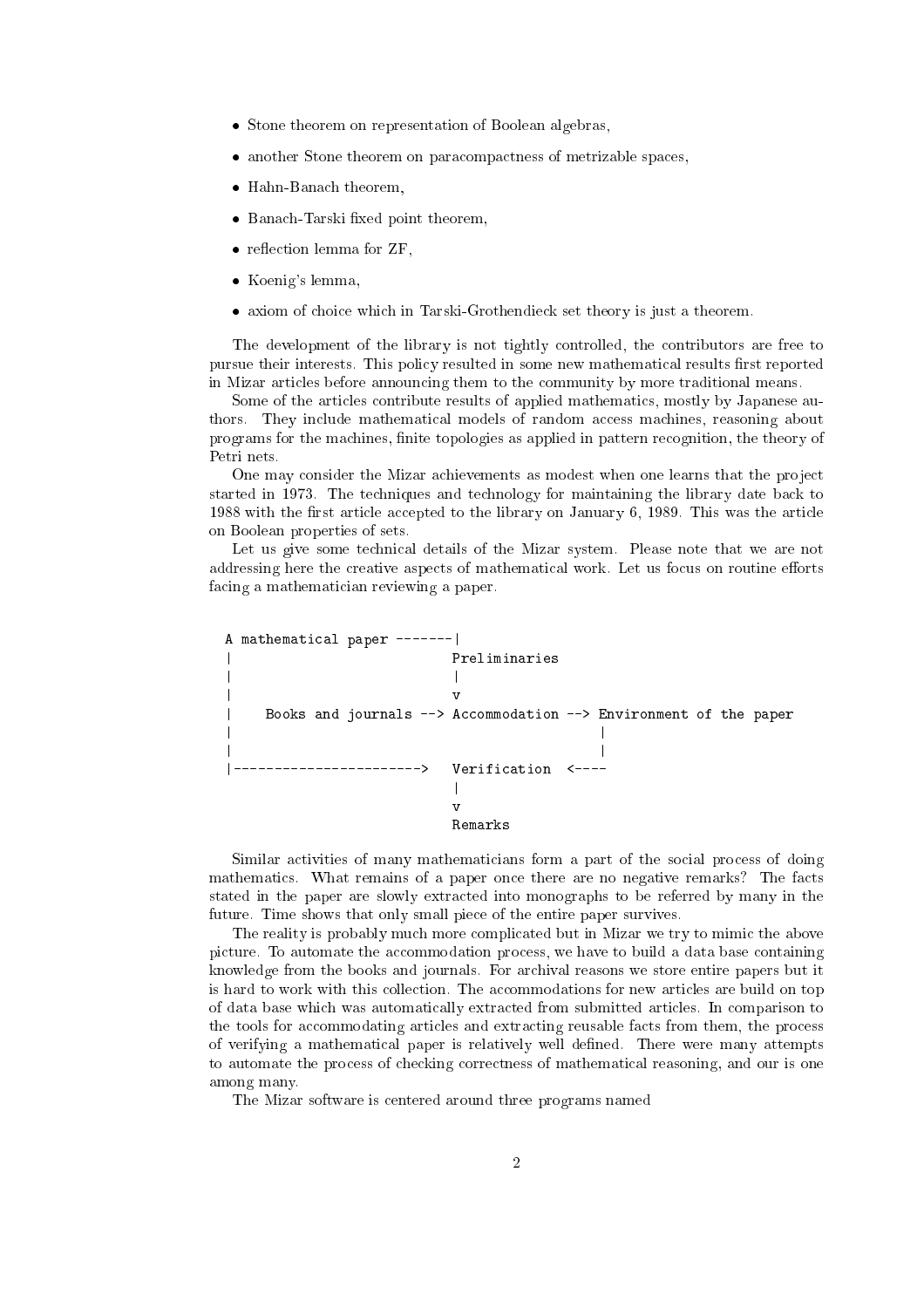- Stone theorem on representation of Boolean algebras,
- another Stone theorem on paracompactness of metrizable spaces,
- Hahn-Banach theorem,
- Banach-Tarski fixed point theorem,
- reflection lemma for ZF,
- Koenig's lemma,
- axiom of choice which in Tarski-Grothendieck set theory is just a theorem.

The development of the library is not tightly controlled, the contributors are free to pursue their interests. This policy resulted in some new mathematical results first reported in Mizar articles before announcing them to the community by more traditional means.

Some of the articles contribute results of applied mathematics, mostly by Japanese authors. They include mathematical models of random access machines, reasoning about programs for the machines, finite topologies as applied in pattern recognition, the theory of Petri nets.

One may consider the Mizar achievements as modest when one learns that the project started in 1973. The techniques and technology for maintaining the library date back to 1988 with the first article accepted to the library on January 6, 1989. This was the article on Boolean properties of sets.

Let us give some technical details of the Mizar system. Please note that we are not addressing here the creative aspects of mathematical work. Let us focus on routine efforts facing a mathematician reviewing a paper.

```
A mathematical paper -------|
|                           Preliminaries
|                           |
|                           v
|    Books and journals --> Accommodation --> Environment of the paper
|                                                |
|                                                |
|----------------------->   Verification  <----
                            |
                            v
                            Remarks
```

Similar activities of many mathematicians form a part of the social process of doing mathematics. What remains of a paper once there are no negative remarks? The facts stated in the paper are slowly extracted into monographs to be referred by many in the future. Time shows that only small piece of the entire paper survives.

The reality is probably much more complicated but in Mizar we try to mimic the above picture. To automate the accommodation process, we have to build a data base containing knowledge from the books and journals. For archival reasons we store entire papers but it is hard to work with this collection. The accommodations for new articles are build on top of data base which was automatically extracted from submitted articles. In comparison to the tools for accommodating articles and extracting reusable facts from them, the process of verifying a mathematical paper is relatively well defined. There were many attempts to automate the process of checking correctness of mathematical reasoning, and our is one among many.

The Mizar software is centered around three programs named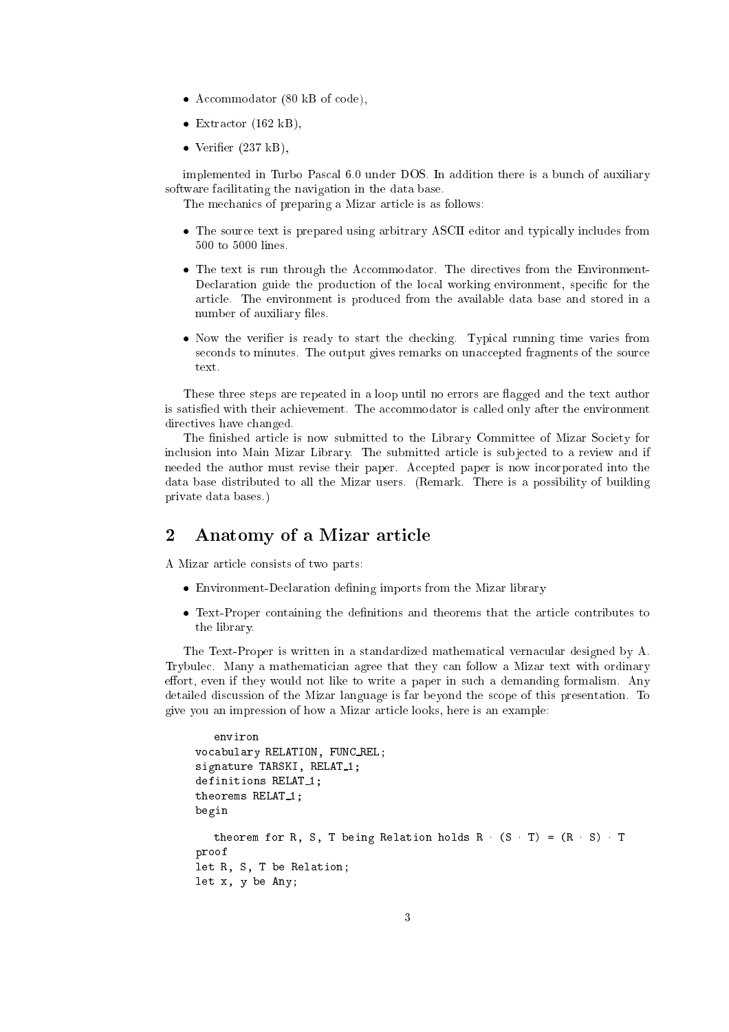- Accommodator (80 kB of code),
- Extractor (162 kB),
- Verifier (237 kB),

implemented in Turbo Pascal 6.0 under DOS. In addition there is a bunch of auxiliary software facilitating the navigation in the data base.

The mechanics of preparing a Mizar article is as follows:

- The source text is prepared using arbitrary ASCII editor and typically includes from 500 to 5000 lines.
- The text is run through the Accommodator. The directives from the Environment-Declaration guide the production of the local working environment, specific for the article. The environment is produced from the available data base and stored in a number of auxiliary files.
- Now the verifier is ready to start the checking. Typical running time varies from seconds to minutes. The output gives remarks on unaccepted fragments of the source text.

These three steps are repeated in a loop until no errors are flagged and the text author is satisfied with their achievement. The accommodator is called only after the environment directives have changed.

The finished article is now submitted to the Library Committee of Mizar Society for inclusion into Main Mizar Library. The submitted article is subjected to a review and if needed the author must revise their paper. Accepted paper is now incorporated into the data base distributed to all the Mizar users. (Remark. There is a possibility of building private data bases.)

## 2 Anatomy of a Mizar article

A Mizar article consists of two parts:

- Environment-Declaration defining imports from the Mizar library
- Text-Proper containing the definitions and theorems that the article contributes to the library.

The Text-Proper is written in a standardized mathematical vernacular designed by A. Trybulec. Many a mathematician agree that they can follow a Mizar text with ordinary effort, even if they would not like to write a paper in such a demanding formalism. Any detailed discussion of the Mizar language is far beyond the scope of this presentation. To give you an impression of how a Mizar article looks, here is an example:

```
   environ
vocabulary RELATION, FUNC_REL;
signature TARSKI, RELAT_1;
definitions RELAT_1;
theorems RELAT_1;
begin

   theorem for R, S, T being Relation holds R · (S · T) = (R · S) · T
proof
let R, S, T be Relation;
let x, y be Any;
```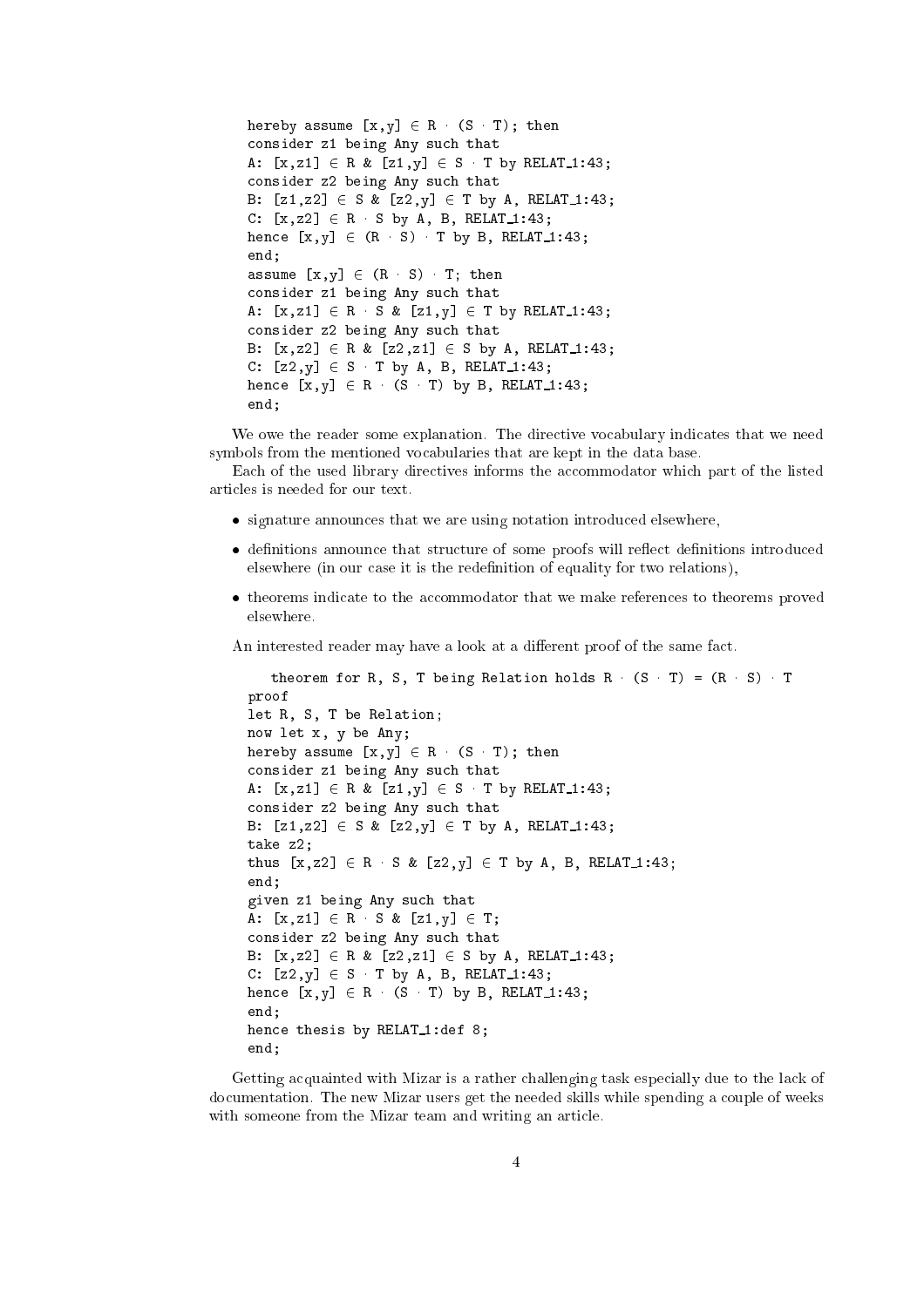```
hereby assume [x,y] ∈ R · (S · T); then
consider z1 being Any such that
A: [x,z1] ∈ R & [z1,y] ∈ S · T by RELAT_1:43;
consider z2 being Any such that
B: [z1,z2] ∈ S & [z2,y] ∈ T by A, RELAT_1:43;
C: [x,z2] ∈ R · S by A, B, RELAT_1:43;
hence [x,y] ∈ (R · S) · T by B, RELAT_1:43;
end;
assume [x,y] ∈ (R · S) · T; then
consider z1 being Any such that
A: [x,z1] ∈ R · S & [z1,y] ∈ T by RELAT_1:43;
consider z2 being Any such that
B: [x,z2] ∈ R & [z2,z1] ∈ S by A, RELAT_1:43;
C: [z2,y] ∈ S · T by A, B, RELAT_1:43;
hence [x,y] ∈ R · (S · T) by B, RELAT_1:43;
end;
```

We owe the reader some explanation. The directive vocabulary indicates that we need symbols from the mentioned vocabularies that are kept in the data base.

Each of the used library directives informs the accommodator which part of the listed articles is needed for our text.

- signature announces that we are using notation introduced elsewhere,
- definitions announce that structure of some proofs will reflect definitions introduced elsewhere (in our case it is the redefinition of equality for two relations),
- theorems indicate to the accommodator that we make references to theorems proved elsewhere.

An interested reader may have a look at a different proof of the same fact.

```
   theorem for R, S, T being Relation holds R · (S · T) = (R · S) · T
proof
let R, S, T be Relation;
now let x, y be Any;
hereby assume [x,y] ∈ R · (S · T); then
consider z1 being Any such that
A: [x,z1] ∈ R & [z1,y] ∈ S · T by RELAT_1:43;
consider z2 being Any such that
B: [z1,z2] ∈ S & [z2,y] ∈ T by A, RELAT_1:43;
take z2;
thus [x,z2] ∈ R · S & [z2,y] ∈ T by A, B, RELAT_1:43;
end;
given z1 being Any such that
A: [x,z1] ∈ R · S & [z1,y] ∈ T;
consider z2 being Any such that
B: [x,z2] ∈ R & [z2,z1] ∈ S by A, RELAT_1:43;
C: [z2,y] ∈ S · T by A, B, RELAT_1:43;
hence [x,y] ∈ R · (S · T) by B, RELAT_1:43;
end;
hence thesis by RELAT_1:def 8;
end;
```

Getting acquainted with Mizar is a rather challenging task especially due to the lack of documentation. The new Mizar users get the needed skills while spending a couple of weeks with someone from the Mizar team and writing an article.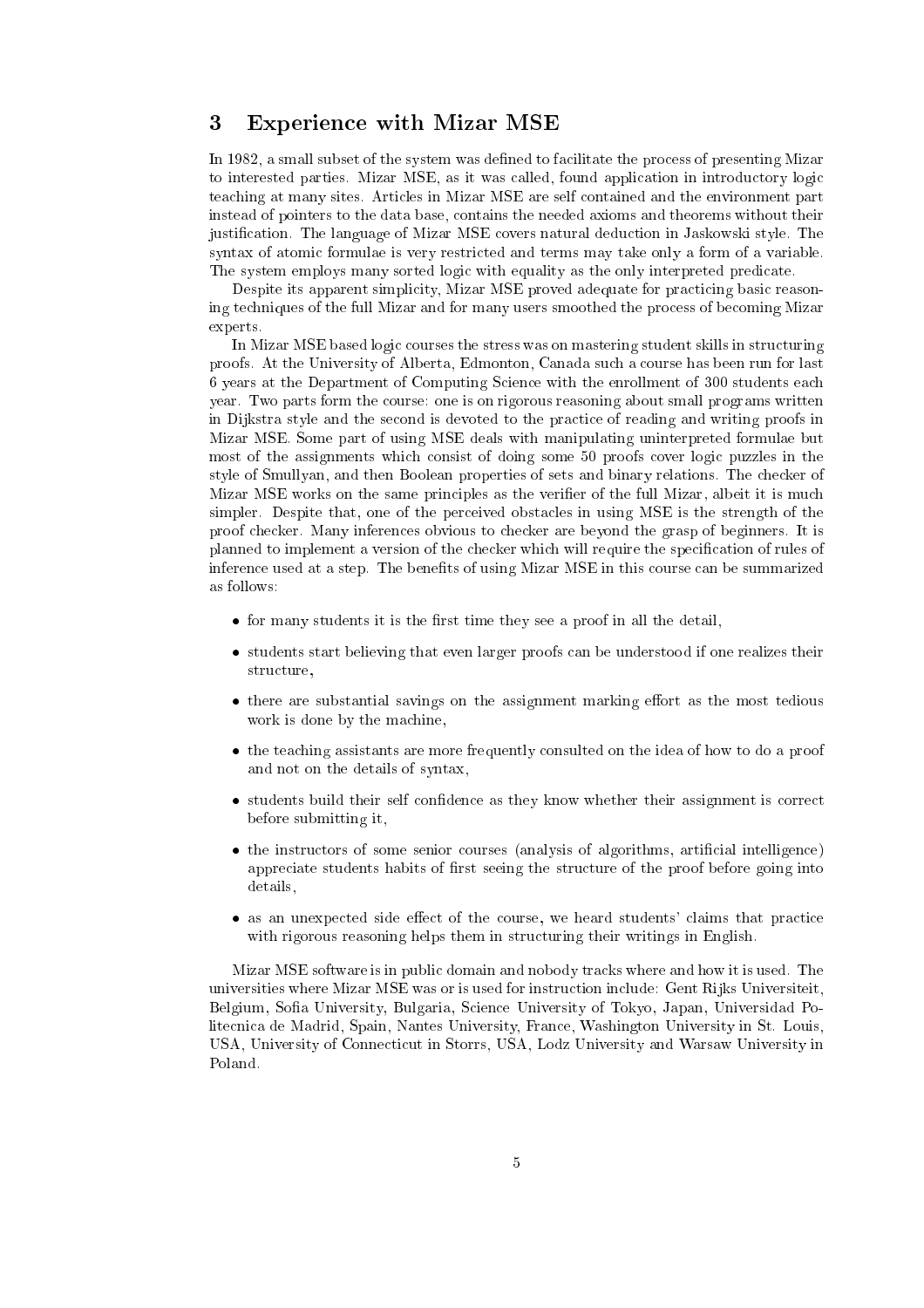## 3 Experience with Mizar MSE

In 1982, a small subset of the system was defined to facilitate the process of presenting Mizar to interested parties. Mizar MSE, as it was called, found application in introductory logic teaching at many sites. Articles in Mizar MSE are self contained and the environment part instead of pointers to the data base, contains the needed axioms and theorems without their justification. The language of Mizar MSE covers natural deduction in Jaskowski style. The syntax of atomic formulae is very restricted and terms may take only a form of a variable. The system employs many sorted logic with equality as the only interpreted predicate.

Despite its apparent simplicity, Mizar MSE proved adequate for practicing basic reasoning techniques of the full Mizar and for many users smoothed the process of becoming Mizar experts.

In Mizar MSE based logic courses the stress was on mastering student skills in structuring proofs. At the University of Alberta, Edmonton, Canada such a course has been run for last 6 years at the Department of Computing Science with the enrollment of 300 students each year. Two parts form the course: one is on rigorous reasoning about small programs written in Dijkstra style and the second is devoted to the practice of reading and writing proofs in Mizar MSE. Some part of using MSE deals with manipulating uninterpreted formulae but most of the assignments which consist of doing some 50 proofs cover logic puzzles in the style of Smullyan, and then Boolean properties of sets and binary relations. The checker of Mizar MSE works on the same principles as the verifier of the full Mizar, albeit it is much simpler. Despite that, one of the perceived obstacles in using MSE is the strength of the proof checker. Many inferences obvious to checker are beyond the grasp of beginners. It is planned to implement a version of the checker which will require the specification of rules of inference used at a step. The benefits of using Mizar MSE in this course can be summarized as follows:

- for many students it is the first time they see a proof in all the detail,
- students start believing that even larger proofs can be understood if one realizes their structure,
- there are substantial savings on the assignment marking effort as the most tedious work is done by the machine,
- the teaching assistants are more frequently consulted on the idea of how to do a proof and not on the details of syntax,
- students build their self confidence as they know whether their assignment is correct before submitting it,
- the instructors of some senior courses (analysis of algorithms, artificial intelligence) appreciate students habits of first seeing the structure of the proof before going into details,
- as an unexpected side effect of the course, we heard students' claims that practice with rigorous reasoning helps them in structuring their writings in English.

Mizar MSE software is in public domain and nobody tracks where and how it is used. The universities where Mizar MSE was or is used for instruction include: Gent Rijks Universiteit, Belgium, Sofia University, Bulgaria, Science University of Tokyo, Japan, Universidad Politecnica de Madrid, Spain, Nantes University, France, Washington University in St. Louis, USA, University of Connecticut in Storrs, USA, Lodz University and Warsaw University in Poland.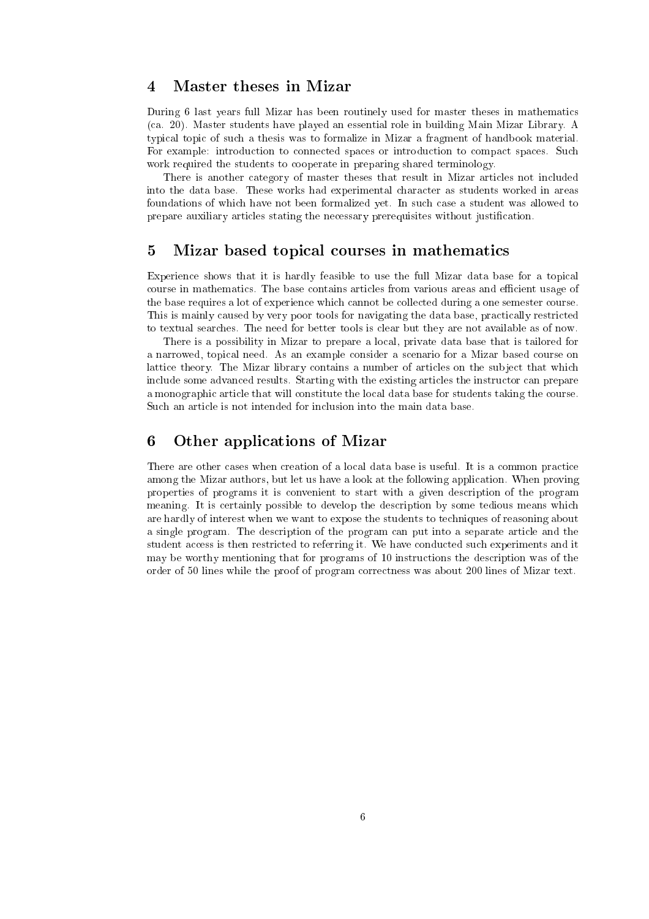## 4 Master theses in Mizar

During 6 last years full Mizar has been routinely used for master theses in mathematics (ca. 20). Master students have played an essential role in building Main Mizar Library. A typical topic of such a thesis was to formalize in Mizar a fragment of handbook material. For example: introduction to connected spaces or introduction to compact spaces. Such work required the students to cooperate in preparing shared terminology.

There is another category of master theses that result in Mizar articles not included into the data base. These works had experimental character as students worked in areas foundations of which have not been formalized yet. In such case a student was allowed to prepare auxiliary articles stating the necessary prerequisites without justification.

## 5 Mizar based topical courses in mathematics

Experience shows that it is hardly feasible to use the full Mizar data base for a topical course in mathematics. The base contains articles from various areas and efficient usage of the base requires a lot of experience which cannot be collected during a one semester course. This is mainly caused by very poor tools for navigating the data base, practically restricted to textual searches. The need for better tools is clear but they are not available as of now.

There is a possibility in Mizar to prepare a local, private data base that is tailored for a narrowed, topical need. As an example consider a scenario for a Mizar based course on lattice theory. The Mizar library contains a number of articles on the subject that which include some advanced results. Starting with the existing articles the instructor can prepare a monographic article that will constitute the local data base for students taking the course. Such an article is not intended for inclusion into the main data base.

## 6 Other applications of Mizar

There are other cases when creation of a local data base is useful. It is a common practice among the Mizar authors, but let us have a look at the following application. When proving properties of programs it is convenient to start with a given description of the program meaning. It is certainly possible to develop the description by some tedious means which are hardly of interest when we want to expose the students to techniques of reasoning about a single program. The description of the program can put into a separate article and the student access is then restricted to referring it. We have conducted such experiments and it may be worthy mentioning that for programs of 10 instructions the description was of the order of 50 lines while the proof of program correctness was about 200 lines of Mizar text.